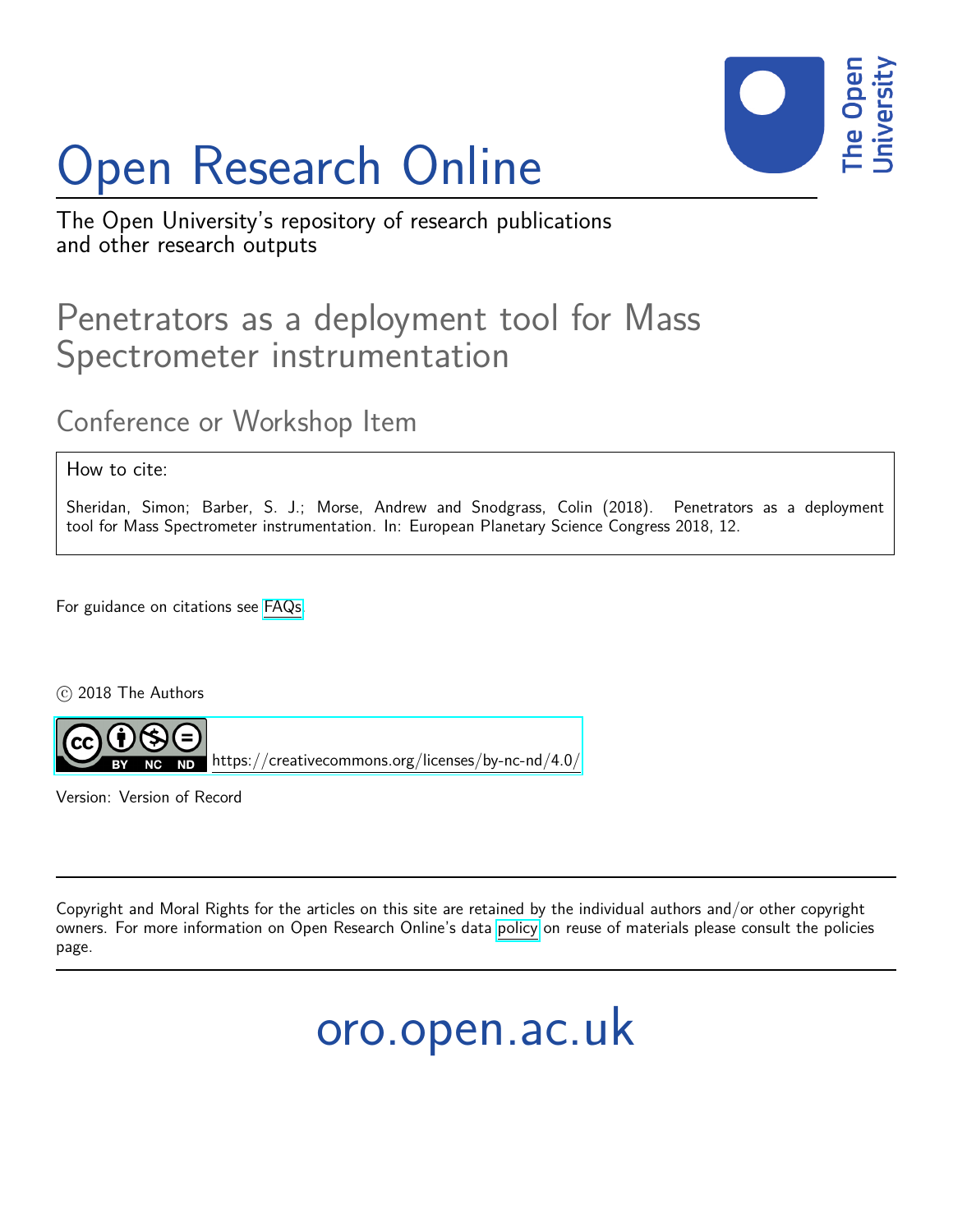# Open Research Online

The Open University's repository of research publications and other research outputs

## Penetrators as a deployment tool for Mass Spectrometer instrumentation

### Conference or Workshop Item

How to cite:

Sheridan, Simon; Barber, S. J.; Morse, Andrew and Snodgrass, Colin (2018). Penetrators as a deployment tool for Mass Spectrometer instrumentation. In: European Planetary Science Congress 2018, 12.

For guidance on citations see FAQs.

© 2018 The Authors

https://creativecommons.org/licenses/by-nc-nd/4.0/

Version: Version of Record

Copyright and Moral Rights for the articles on this site are retained by the individual authors and/or other copyright owners. For more information on Open Research Online's data policy on reuse of materials please consult the policies page.

oro.open.ac.uk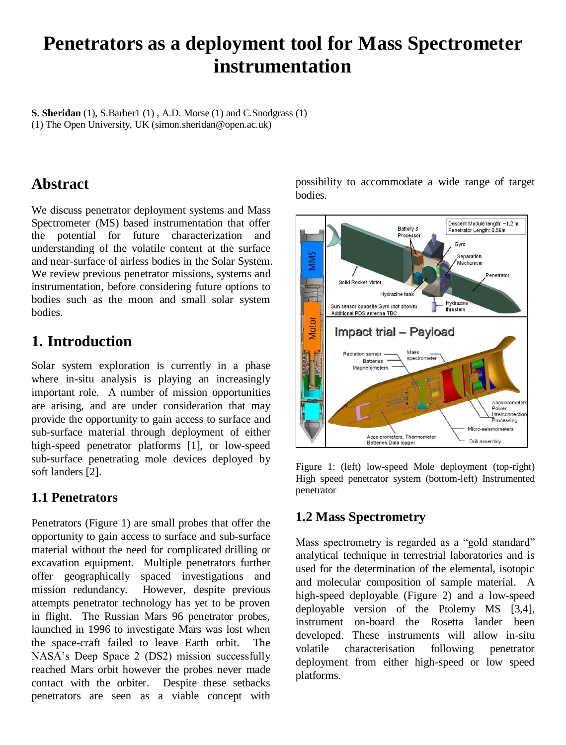# Penetrators as a deployment tool for Mass Spectrometer instrumentation

**S. Sheridan** (1), S.Barber1 (1) , A.D. Morse (1) and C.Snodgrass (1)
(1) The Open University, UK (simon.sheridan@open.ac.uk)

## Abstract

We discuss penetrator deployment systems and Mass Spectrometer (MS) based instrumentation that offer the potential for future characterization and understanding of the volatile content at the surface and near-surface of airless bodies in the Solar System. We review previous penetrator missions, systems and instrumentation, before considering future options to bodies such as the moon and small solar system bodies.

## 1. Introduction

Solar system exploration is currently in a phase where in-situ analysis is playing an increasingly important role. A number of mission opportunities are arising, and are under consideration that may provide the opportunity to gain access to surface and sub-surface material through deployment of either high-speed penetrator platforms [1], or low-speed sub-surface penetrating mole devices deployed by soft landers [2].

### 1.1 Penetrators

Penetrators (Figure 1) are small probes that offer the opportunity to gain access to surface and sub-surface material without the need for complicated drilling or excavation equipment. Multiple penetrators further offer geographically spaced investigations and mission redundancy. However, despite previous attempts penetrator technology has yet to be proven in flight. The Russian Mars 96 penetrator probes, launched in 1996 to investigate Mars was lost when the space-craft failed to leave Earth orbit. The NASA's Deep Space 2 (DS2) mission successfully reached Mars orbit however the probes never made contact with the orbiter. Despite these setbacks penetrators are seen as a viable concept with possibility to accommodate a wide range of target bodies.

Figure 1: (left) low-speed Mole deployment (top-right) High speed penetrator system (bottom-left) Instrumented penetrator

### 1.2 Mass Spectrometry

Mass spectrometry is regarded as a "gold standard" analytical technique in terrestrial laboratories and is used for the determination of the elemental, isotopic and molecular composition of sample material. A high-speed deployable (Figure 2) and a low-speed deployable version of the Ptolemy MS [3,4], instrument on-board the Rosetta lander been developed. These instruments will allow in-situ volatile characterisation following penetrator deployment from either high-speed or low speed platforms.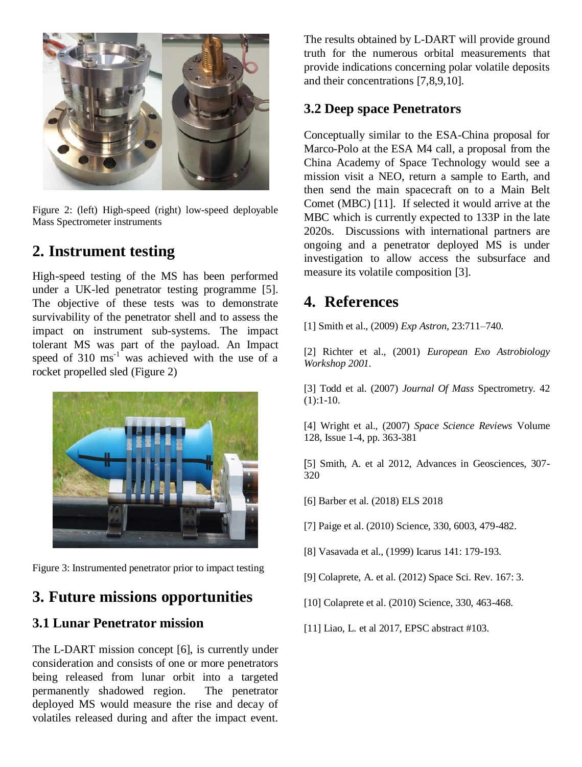Figure 2: (left) High-speed (right) low-speed deployable Mass Spectrometer instruments

## 2. Instrument testing

High-speed testing of the MS has been performed under a UK-led penetrator testing programme [5]. The objective of these tests was to demonstrate survivability of the penetrator shell and to assess the impact on instrument sub-systems. The impact tolerant MS was part of the payload. An Impact speed of 310 $ms^{-1}$ was achieved with the use of a rocket propelled sled (Figure 2)

Figure 3: Instrumented penetrator prior to impact testing

## 3. Future missions opportunities

### 3.1 Lunar Penetrator mission

The L-DART mission concept [6], is currently under consideration and consists of one or more penetrators being released from lunar orbit into a targeted permanently shadowed region. The penetrator deployed MS would measure the rise and decay of volatiles released during and after the impact event. The results obtained by L-DART will provide ground truth for the numerous orbital measurements that provide indications concerning polar volatile deposits and their concentrations [7,8,9,10].

### 3.2 Deep space Penetrators

Conceptually similar to the ESA-China proposal for Marco-Polo at the ESA M4 call, a proposal from the China Academy of Space Technology would see a mission visit a NEO, return a sample to Earth, and then send the main spacecraft on to a Main Belt Comet (MBC) [11]. If selected it would arrive at the MBC which is currently expected to 133P in the late 2020s. Discussions with international partners are ongoing and a penetrator deployed MS is under investigation to allow access the subsurface and measure its volatile composition [3].

## 4. References

[1] Smith et al., (2009) *Exp Astron,* 23:711–740.

[2] Richter et al., (2001) *European Exo Astrobiology Workshop 2001*.

[3] Todd et al. (2007) *Journal Of Mass* Spectrometry. 42 (1):1-10.

[4] Wright et al., (2007) *Space Science Reviews* Volume 128, Issue 1-4, pp. 363-381

[5] Smith, A. et al 2012, Advances in Geosciences, 307-320

[6] Barber et al. (2018) ELS 2018

[7] Paige et al. (2010) Science, 330, 6003, 479-482.

[8] Vasavada et al., (1999) Icarus 141: 179-193.

[9] Colaprete, A. et al. (2012) Space Sci. Rev. 167: 3.

[10] Colaprete et al. (2010) Science, 330, 463-468.

[11] Liao, L. et al 2017, EPSC abstract #103.